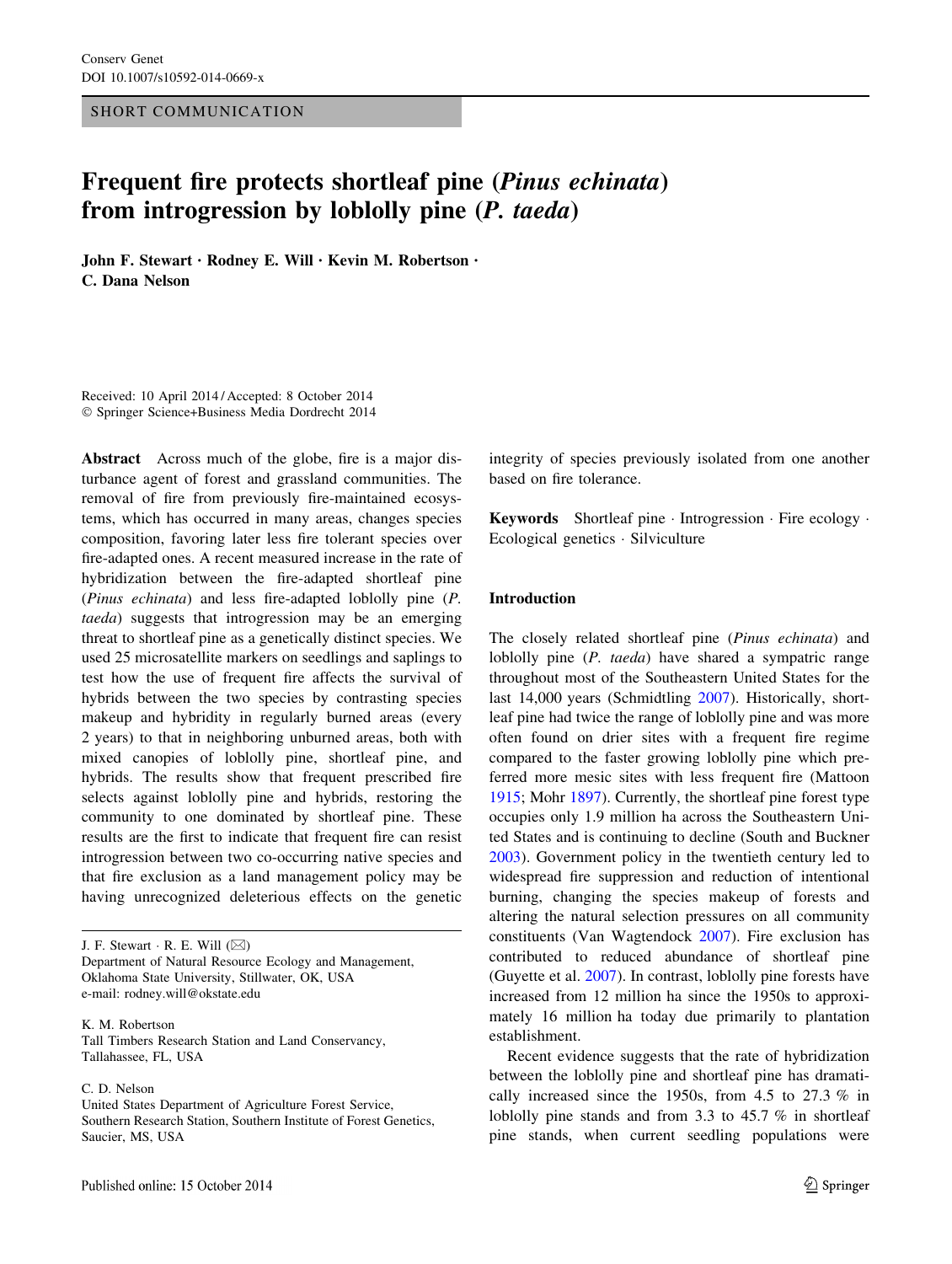SHORT COMMUNICATION

# Frequent fire protects shortleaf pine (*Pinus echinata*) from introgression by loblolly pine (*P. taeda*)

**John F. Stewart · Rodney E. Will · Kevin M. Robertson · C. Dana Nelson**

Received: 10 April 2014 / Accepted: 8 October 2014
© Springer Science+Business Media Dordrecht 2014

**Abstract** Across much of the globe, fire is a major disturbance agent of forest and grassland communities. The removal of fire from previously fire-maintained ecosystems, which has occurred in many areas, changes species composition, favoring later less fire tolerant species over fire-adapted ones. A recent measured increase in the rate of hybridization between the fire-adapted shortleaf pine (*Pinus echinata*) and less fire-adapted loblolly pine (*P. taeda*) suggests that introgression may be an emerging threat to shortleaf pine as a genetically distinct species. We used 25 microsatellite markers on seedlings and saplings to test how the use of frequent fire affects the survival of hybrids between the two species by contrasting species makeup and hybridity in regularly burned areas (every 2 years) to that in neighboring unburned areas, both with mixed canopies of loblolly pine, shortleaf pine, and hybrids. The results show that frequent prescribed fire selects against loblolly pine and hybrids, restoring the community to one dominated by shortleaf pine. These results are the first to indicate that frequent fire can resist introgression between two co-occurring native species and that fire exclusion as a land management policy may be having unrecognized deleterious effects on the genetic integrity of species previously isolated from one another based on fire tolerance.

**Keywords** Shortleaf pine · Introgression · Fire ecology · Ecological genetics · Silviculture

J. F. Stewart · R. E. Will (✉)
Department of Natural Resource Ecology and Management, Oklahoma State University, Stillwater, OK, USA
e-mail: rodney.will@okstate.edu

K. M. Robertson
Tall Timbers Research Station and Land Conservancy, Tallahassee, FL, USA

C. D. Nelson
United States Department of Agriculture Forest Service, Southern Research Station, Southern Institute of Forest Genetics, Saucier, MS, USA

## Introduction

The closely related shortleaf pine (*Pinus echinata*) and loblolly pine (*P. taeda*) have shared a sympatric range throughout most of the Southeastern United States for the last 14,000 years (Schmidtling 2007). Historically, shortleaf pine had twice the range of loblolly pine and was more often found on drier sites with a frequent fire regime compared to the faster growing loblolly pine which preferred more mesic sites with less frequent fire (Mattoon 1915; Mohr 1897). Currently, the shortleaf pine forest type occupies only 1.9 million ha across the Southeastern United States and is continuing to decline (South and Buckner 2003). Government policy in the twentieth century led to widespread fire suppression and reduction of intentional burning, changing the species makeup of forests and altering the natural selection pressures on all community constituents (Van Wagtendock 2007). Fire exclusion has contributed to reduced abundance of shortleaf pine (Guyette et al. 2007). In contrast, loblolly pine forests have increased from 12 million ha since the 1950s to approximately 16 million ha today due primarily to plantation establishment.

Recent evidence suggests that the rate of hybridization between the loblolly pine and shortleaf pine has dramatically increased since the 1950s, from 4.5 to 27.3 % in loblolly pine stands and from 3.3 to 45.7 % in shortleaf pine stands, when current seedling populations were

Published online: 15 October 2014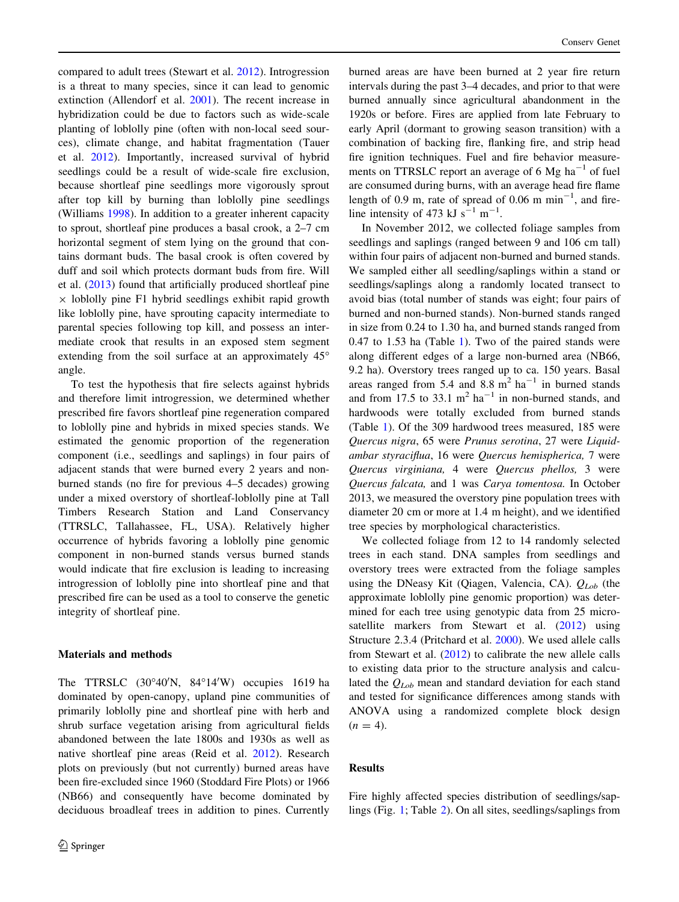compared to adult trees (Stewart et al. 2012). Introgression is a threat to many species, since it can lead to genomic extinction (Allendorf et al. 2001). The recent increase in hybridization could be due to factors such as wide-scale planting of loblolly pine (often with non-local seed sources), climate change, and habitat fragmentation (Tauer et al. 2012). Importantly, increased survival of hybrid seedlings could be a result of wide-scale fire exclusion, because shortleaf pine seedlings more vigorously sprout after top kill by burning than loblolly pine seedlings (Williams 1998). In addition to a greater inherent capacity to sprout, shortleaf pine produces a basal crook, a 2–7 cm horizontal segment of stem lying on the ground that contains dormant buds. The basal crook is often covered by duff and soil which protects dormant buds from fire. Will et al. (2013) found that artificially produced shortleaf pine × loblolly pine F1 hybrid seedlings exhibit rapid growth like loblolly pine, have sprouting capacity intermediate to parental species following top kill, and possess an intermediate crook that results in an exposed stem segment extending from the soil surface at an approximately 45° angle.

To test the hypothesis that fire selects against hybrids and therefore limit introgression, we determined whether prescribed fire favors shortleaf pine regeneration compared to loblolly pine and hybrids in mixed species stands. We estimated the genomic proportion of the regeneration component (i.e., seedlings and saplings) in four pairs of adjacent stands that were burned every 2 years and non-burned stands (no fire for previous 4–5 decades) growing under a mixed overstory of shortleaf-loblolly pine at Tall Timbers Research Station and Land Conservancy (TTRSLC, Tallahassee, FL, USA). Relatively higher occurrence of hybrids favoring a loblolly pine genomic component in non-burned stands versus burned stands would indicate that fire exclusion is leading to increasing introgression of loblolly pine into shortleaf pine and that prescribed fire can be used as a tool to conserve the genetic integrity of shortleaf pine.

## Materials and methods

The TTRSLC (30°40′N, 84°14′W) occupies 1619 ha dominated by open-canopy, upland pine communities of primarily loblolly pine and shortleaf pine with herb and shrub surface vegetation arising from agricultural fields abandoned between the late 1800s and 1930s as well as native shortleaf pine areas (Reid et al. 2012). Research plots on previously (but not currently) burned areas have been fire-excluded since 1960 (Stoddard Fire Plots) or 1966 (NB66) and consequently have become dominated by deciduous broadleaf trees in addition to pines. Currently burned areas are have been burned at 2 year fire return intervals during the past 3–4 decades, and prior to that were burned annually since agricultural abandonment in the 1920s or before. Fires are applied from late February to early April (dormant to growing season transition) with a combination of backing fire, flanking fire, and strip head fire ignition techniques. Fuel and fire behavior measurements on TTRSLC report an average of 6 Mg $ha^{-1}$ of fuel are consumed during burns, with an average head fire flame length of 0.9 m, rate of spread of 0.06 m $min^{-1}$, and fireline intensity of 473 kJ $s^{-1}$ $m^{-1}$.

In November 2012, we collected foliage samples from seedlings and saplings (ranged between 9 and 106 cm tall) within four pairs of adjacent non-burned and burned stands. We sampled either all seedling/saplings within a stand or seedlings/saplings along a randomly located transect to avoid bias (total number of stands was eight; four pairs of burned and non-burned stands). Non-burned stands ranged in size from 0.24 to 1.30 ha, and burned stands ranged from 0.47 to 1.53 ha (Table 1). Two of the paired stands were along different edges of a large non-burned area (NB66, 9.2 ha). Overstory trees ranged up to ca. 150 years. Basal areas ranged from 5.4 and 8.8 $m^2$ $ha^{-1}$ in burned stands and from 17.5 to 33.1 $m^2$ $ha^{-1}$ in non-burned stands, and hardwoods were totally excluded from burned stands (Table 1). Of the 309 hardwood trees measured, 185 were *Quercus nigra*, 65 were *Prunus serotina*, 27 were *Liquidambar styraciflua*, 16 were *Quercus hemispherica,* 7 were *Quercus virginiana,* 4 were *Quercus phellos,* 3 were *Quercus falcata,* and 1 was *Carya tomentosa.* In October 2013, we measured the overstory pine population trees with diameter 20 cm or more at 1.4 m height), and we identified tree species by morphological characteristics.

We collected foliage from 12 to 14 randomly selected trees in each stand. DNA samples from seedlings and overstory trees were extracted from the foliage samples using the DNeasy Kit (Qiagen, Valencia, CA). $Q_{Lob}$ (the approximate loblolly pine genomic proportion) was determined for each tree using genotypic data from 25 microsatellite markers from Stewart et al. (2012) using Structure 2.3.4 (Pritchard et al. 2000). We used allele calls from Stewart et al. (2012) to calibrate the new allele calls to existing data prior to the structure analysis and calculated the $Q_{Lob}$ mean and standard deviation for each stand and tested for significance differences among stands with ANOVA using a randomized complete block design ($n = 4$).

## Results

Fire highly affected species distribution of seedlings/saplings (Fig. 1; Table 2). On all sites, seedlings/saplings from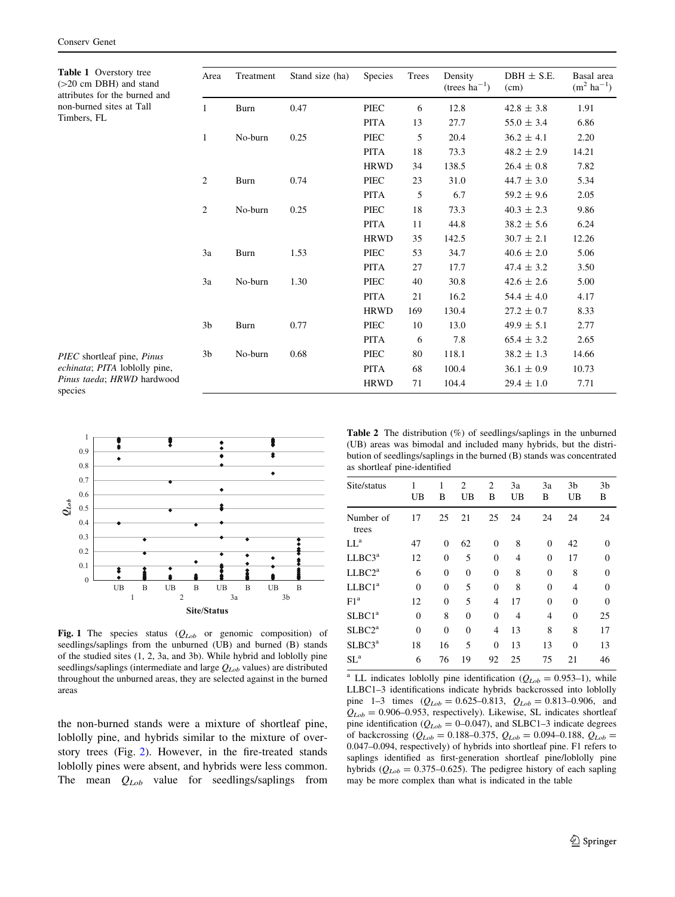**Table 1** Overstory tree (>20 cm DBH) and stand attributes for the burned and non-burned sites at Tall Timbers, FL

| Area | Treatment | Stand size (ha) | Species | Trees | Density (trees $ha^{-1}$) | DBH ± S.E. (cm) | Basal area ($m^2$ $ha^{-1}$) |
|---|---|---|---|---|---|---|---|
| 1 | Burn | 0.47 | PIEC | 6 | 12.8 | 42.8 ± 3.8 | 1.91 |
| | | | PITA | 13 | 27.7 | 55.0 ± 3.4 | 6.86 |
| 1 | No-burn | 0.25 | PIEC | 5 | 20.4 | 36.2 ± 4.1 | 2.20 |
| | | | PITA | 18 | 73.3 | 48.2 ± 2.9 | 14.21 |
| | | | HRWD | 34 | 138.5 | 26.4 ± 0.8 | 7.82 |
| 2 | Burn | 0.74 | PIEC | 23 | 31.0 | 44.7 ± 3.0 | 5.34 |
| | | | PITA | 5 | 6.7 | 59.2 ± 9.6 | 2.05 |
| 2 | No-burn | 0.25 | PIEC | 18 | 73.3 | 40.3 ± 2.3 | 9.86 |
| | | | PITA | 11 | 44.8 | 38.2 ± 5.6 | 6.24 |
| | | | HRWD | 35 | 142.5 | 30.7 ± 2.1 | 12.26 |
| 3a | Burn | 1.53 | PIEC | 53 | 34.7 | 40.6 ± 2.0 | 5.06 |
| | | | PITA | 27 | 17.7 | 47.4 ± 3.2 | 3.50 |
| 3a | No-burn | 1.30 | PIEC | 40 | 30.8 | 42.6 ± 2.6 | 5.00 |
| | | | PITA | 21 | 16.2 | 54.4 ± 4.0 | 4.17 |
| | | | HRWD | 169 | 130.4 | 27.2 ± 0.7 | 8.33 |
| 3b | Burn | 0.77 | PIEC | 10 | 13.0 | 49.9 ± 5.1 | 2.77 |
| | | | PITA | 6 | 7.8 | 65.4 ± 3.2 | 2.65 |
| 3b | No-burn | 0.68 | PIEC | 80 | 118.1 | 38.2 ± 1.3 | 14.66 |
| | | | PITA | 68 | 100.4 | 36.1 ± 0.9 | 10.73 |
| | | | HRWD | 71 | 104.4 | 29.4 ± 1.0 | 7.71 |

*PIEC* shortleaf pine, *Pinus echinata*; *PITA* loblolly pine, *Pinus taeda*; *HRWD* hardwood species

**Fig. 1** The species status ($Q_{Lob}$ or genomic composition) of seedlings/saplings from the unburned (UB) and burned (B) stands of the studied sites (1, 2, 3a, and 3b). While hybrid and loblolly pine seedlings/saplings (intermediate and large $Q_{Lob}$ values) are distributed throughout the unburned areas, they are selected against in the burned areas

the non-burned stands were a mixture of shortleaf pine, loblolly pine, and hybrids similar to the mixture of overstory trees (Fig. 2). However, in the fire-treated stands loblolly pines were absent, and hybrids were less common. The mean $Q_{Lob}$ value for seedlings/saplings from

**Table 2** The distribution (%) of seedlings/saplings in the unburned (UB) areas was bimodal and included many hybrids, but the distribution of seedlings/saplings in the burned (B) stands was concentrated as shortleaf pine-identified

| Site/status | 1 UB | 1 B | 2 UB | 2 B | 3a UB | 3a B | 3b UB | 3b B |
|---|---|---|---|---|---|---|---|---|
| Number of trees | 17 | 25 | 21 | 25 | 24 | 24 | 24 | 24 |
| LL[a] | 47 | 0 | 62 | 0 | 8 | 0 | 42 | 0 |
| LLBC3[a] | 12 | 0 | 5 | 0 | 4 | 0 | 17 | 0 |
| LLBC2[a] | 6 | 0 | 0 | 0 | 8 | 0 | 8 | 0 |
| LLBC1[a] | 0 | 0 | 5 | 0 | 8 | 0 | 4 | 0 |
| F1[a] | 12 | 0 | 5 | 4 | 17 | 0 | 0 | 0 |
| SLBC1[a] | 0 | 8 | 0 | 0 | 4 | 4 | 0 | 25 |
| SLBC2[a] | 0 | 0 | 0 | 4 | 13 | 8 | 8 | 17 |
| SLBC3[a] | 18 | 16 | 5 | 0 | 13 | 13 | 0 | 13 |
| SL[a] | 6 | 76 | 19 | 92 | 25 | 75 | 21 | 46 |

[a] LL indicates loblolly pine identification ($Q_{Lob} = 0.953$–1), while LLBC1–3 identifications indicate hybrids backcrossed into loblolly pine 1–3 times ($Q_{Lob} = 0.625$–$0.813$, $Q_{Lob} = 0.813$–$0.906$, and $Q_{Lob} = 0.906$–$0.953$, respectively). Likewise, SL indicates shortleaf pine identification ($Q_{Lob} = 0$–$0.047$), and SLBC1–3 indicate degrees of backcrossing ($Q_{Lob} = 0.188$–$0.375$, $Q_{Lob} = 0.094$–$0.188$, $Q_{Lob} = 0.047$–$0.094$, respectively) of hybrids into shortleaf pine. F1 refers to saplings identified as first-generation shortleaf pine/loblolly pine hybrids ($Q_{Lob} = 0.375$–$0.625$). The pedigree history of each sapling may be more complex than what is indicated in the table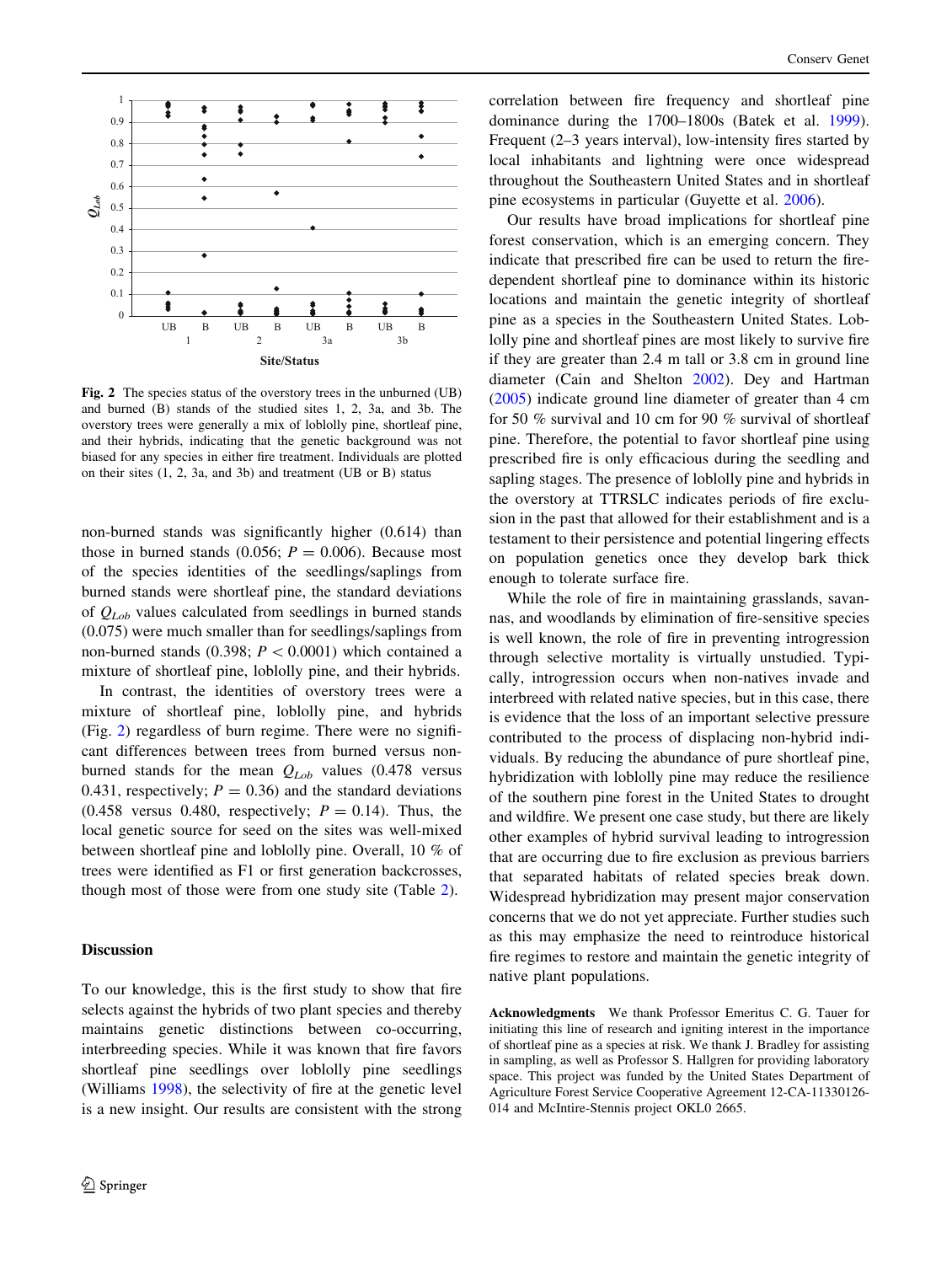**Fig. 2** The species status of the overstory trees in the unburned (UB) and burned (B) stands of the studied sites 1, 2, 3a, and 3b. The overstory trees were generally a mix of loblolly pine, shortleaf pine, and their hybrids, indicating that the genetic background was not biased for any species in either fire treatment. Individuals are plotted on their sites (1, 2, 3a, and 3b) and treatment (UB or B) status

non-burned stands was significantly higher (0.614) than those in burned stands (0.056; $P = 0.006$). Because most of the species identities of the seedlings/saplings from burned stands were shortleaf pine, the standard deviations of $Q_{Lob}$ values calculated from seedlings in burned stands (0.075) were much smaller than for seedlings/saplings from non-burned stands (0.398; $P < 0.0001$) which contained a mixture of shortleaf pine, loblolly pine, and their hybrids.

In contrast, the identities of overstory trees were a mixture of shortleaf pine, loblolly pine, and hybrids (Fig. 2) regardless of burn regime. There were no significant differences between trees from burned versus non-burned stands for the mean $Q_{Lob}$ values (0.478 versus 0.431, respectively; $P = 0.36$) and the standard deviations (0.458 versus 0.480, respectively; $P = 0.14$). Thus, the local genetic source for seed on the sites was well-mixed between shortleaf pine and loblolly pine. Overall, 10 % of trees were identified as F1 or first generation backcrosses, though most of those were from one study site (Table 2).

## Discussion

To our knowledge, this is the first study to show that fire selects against the hybrids of two plant species and thereby maintains genetic distinctions between co-occurring, interbreeding species. While it was known that fire favors shortleaf pine seedlings over loblolly pine seedlings (Williams 1998), the selectivity of fire at the genetic level is a new insight. Our results are consistent with the strong correlation between fire frequency and shortleaf pine dominance during the 1700–1800s (Batek et al. 1999). Frequent (2–3 years interval), low-intensity fires started by local inhabitants and lightning were once widespread throughout the Southeastern United States and in shortleaf pine ecosystems in particular (Guyette et al. 2006).

Our results have broad implications for shortleaf pine forest conservation, which is an emerging concern. They indicate that prescribed fire can be used to return the fire-dependent shortleaf pine to dominance within its historic locations and maintain the genetic integrity of shortleaf pine as a species in the Southeastern United States. Loblolly pine and shortleaf pines are most likely to survive fire if they are greater than 2.4 m tall or 3.8 cm in ground line diameter (Cain and Shelton 2002). Dey and Hartman (2005) indicate ground line diameter of greater than 4 cm for 50 % survival and 10 cm for 90 % survival of shortleaf pine. Therefore, the potential to favor shortleaf pine using prescribed fire is only efficacious during the seedling and sapling stages. The presence of loblolly pine and hybrids in the overstory at TTRSLC indicates periods of fire exclusion in the past that allowed for their establishment and is a testament to their persistence and potential lingering effects on population genetics once they develop bark thick enough to tolerate surface fire.

While the role of fire in maintaining grasslands, savannas, and woodlands by elimination of fire-sensitive species is well known, the role of fire in preventing introgression through selective mortality is virtually unstudied. Typically, introgression occurs when non-natives invade and interbreed with related native species, but in this case, there is evidence that the loss of an important selective pressure contributed to the process of displacing non-hybrid individuals. By reducing the abundance of pure shortleaf pine, hybridization with loblolly pine may reduce the resilience of the southern pine forest in the United States to drought and wildfire. We present one case study, but there are likely other examples of hybrid survival leading to introgression that are occurring due to fire exclusion as previous barriers that separated habitats of related species break down. Widespread hybridization may present major conservation concerns that we do not yet appreciate. Further studies such as this may emphasize the need to reintroduce historical fire regimes to restore and maintain the genetic integrity of native plant populations.

**Acknowledgments** We thank Professor Emeritus C. G. Tauer for initiating this line of research and igniting interest in the importance of shortleaf pine as a species at risk. We thank J. Bradley for assisting in sampling, as well as Professor S. Hallgren for providing laboratory space. This project was funded by the United States Department of Agriculture Forest Service Cooperative Agreement 12-CA-11330126-014 and McIntire-Stennis project OKL0 2665.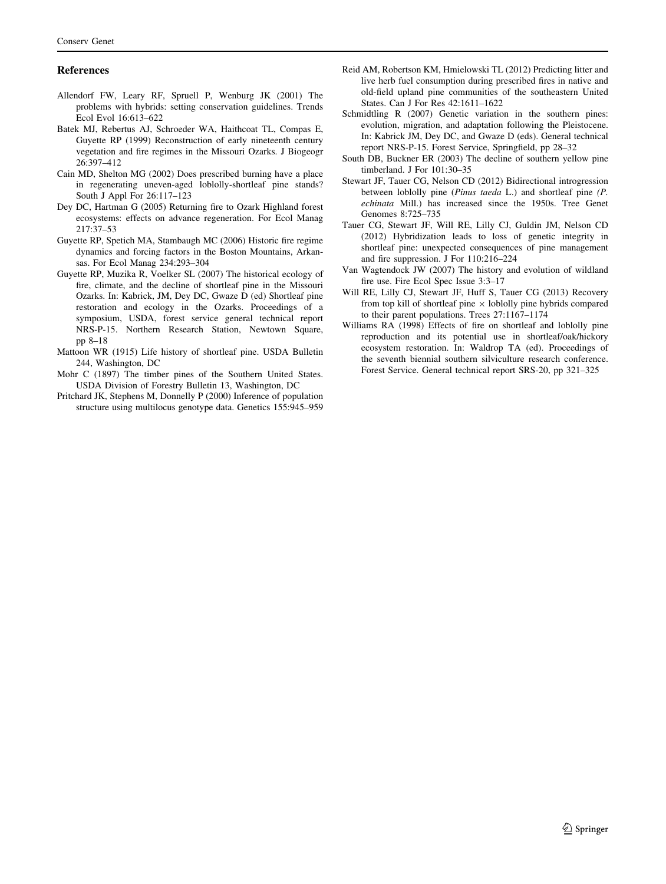## References

Allendorf FW, Leary RF, Spruell P, Wenburg JK (2001) The problems with hybrids: setting conservation guidelines. Trends Ecol Evol 16:613–622

Batek MJ, Rebertus AJ, Schroeder WA, Haithcoat TL, Compas E, Guyette RP (1999) Reconstruction of early nineteenth century vegetation and fire regimes in the Missouri Ozarks. J Biogeogr 26:397–412

Cain MD, Shelton MG (2002) Does prescribed burning have a place in regenerating uneven-aged loblolly-shortleaf pine stands? South J Appl For 26:117–123

Dey DC, Hartman G (2005) Returning fire to Ozark Highland forest ecosystems: effects on advance regeneration. For Ecol Manag 217:37–53

Guyette RP, Spetich MA, Stambaugh MC (2006) Historic fire regime dynamics and forcing factors in the Boston Mountains, Arkansas. For Ecol Manag 234:293–304

Guyette RP, Muzika R, Voelker SL (2007) The historical ecology of fire, climate, and the decline of shortleaf pine in the Missouri Ozarks. In: Kabrick, JM, Dey DC, Gwaze D (ed) Shortleaf pine restoration and ecology in the Ozarks. Proceedings of a symposium, USDA, forest service general technical report NRS-P-15. Northern Research Station, Newtown Square, pp 8–18

Mattoon WR (1915) Life history of shortleaf pine. USDA Bulletin 244, Washington, DC

Mohr C (1897) The timber pines of the Southern United States. USDA Division of Forestry Bulletin 13, Washington, DC

Pritchard JK, Stephens M, Donnelly P (2000) Inference of population structure using multilocus genotype data. Genetics 155:945–959

Reid AM, Robertson KM, Hmielowski TL (2012) Predicting litter and live herb fuel consumption during prescribed fires in native and old-field upland pine communities of the southeastern United States. Can J For Res 42:1611–1622

Schmidtling R (2007) Genetic variation in the southern pines: evolution, migration, and adaptation following the Pleistocene. In: Kabrick JM, Dey DC, and Gwaze D (eds). General technical report NRS-P-15. Forest Service, Springfield, pp 28–32

South DB, Buckner ER (2003) The decline of southern yellow pine timberland. J For 101:30–35

Stewart JF, Tauer CG, Nelson CD (2012) Bidirectional introgression between loblolly pine (*Pinus taeda* L.) and shortleaf pine *(P. echinata* Mill.) has increased since the 1950s. Tree Genet Genomes 8:725–735

Tauer CG, Stewart JF, Will RE, Lilly CJ, Guldin JM, Nelson CD (2012) Hybridization leads to loss of genetic integrity in shortleaf pine: unexpected consequences of pine management and fire suppression. J For 110:216–224

Van Wagtendock JW (2007) The history and evolution of wildland fire use. Fire Ecol Spec Issue 3:3–17

Will RE, Lilly CJ, Stewart JF, Huff S, Tauer CG (2013) Recovery from top kill of shortleaf pine × loblolly pine hybrids compared to their parent populations. Trees 27:1167–1174

Williams RA (1998) Effects of fire on shortleaf and loblolly pine reproduction and its potential use in shortleaf/oak/hickory ecosystem restoration. In: Waldrop TA (ed). Proceedings of the seventh biennial southern silviculture research conference. Forest Service. General technical report SRS-20, pp 321–325